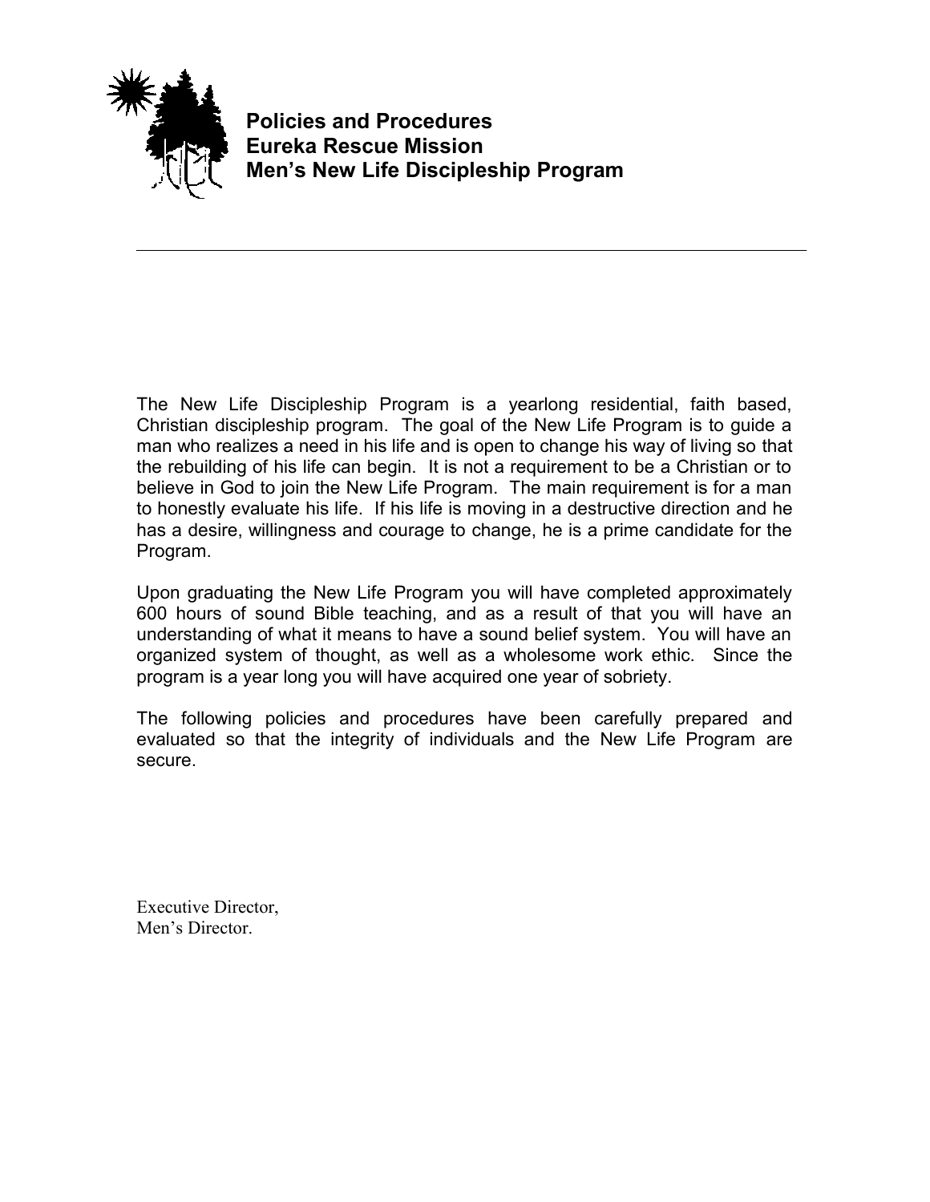# Policies and Procedures
# Eureka Rescue Mission
# Men's New Life Discipleship Program

---

The New Life Discipleship Program is a yearlong residential, faith based, Christian discipleship program. The goal of the New Life Program is to guide a man who realizes a need in his life and is open to change his way of living so that the rebuilding of his life can begin. It is not a requirement to be a Christian or to believe in God to join the New Life Program. The main requirement is for a man to honestly evaluate his life. If his life is moving in a destructive direction and he has a desire, willingness and courage to change, he is a prime candidate for the Program.

Upon graduating the New Life Program you will have completed approximately 600 hours of sound Bible teaching, and as a result of that you will have an understanding of what it means to have a sound belief system. You will have an organized system of thought, as well as a wholesome work ethic. Since the program is a year long you will have acquired one year of sobriety.

The following policies and procedures have been carefully prepared and evaluated so that the integrity of individuals and the New Life Program are secure.

Executive Director,
Men's Director.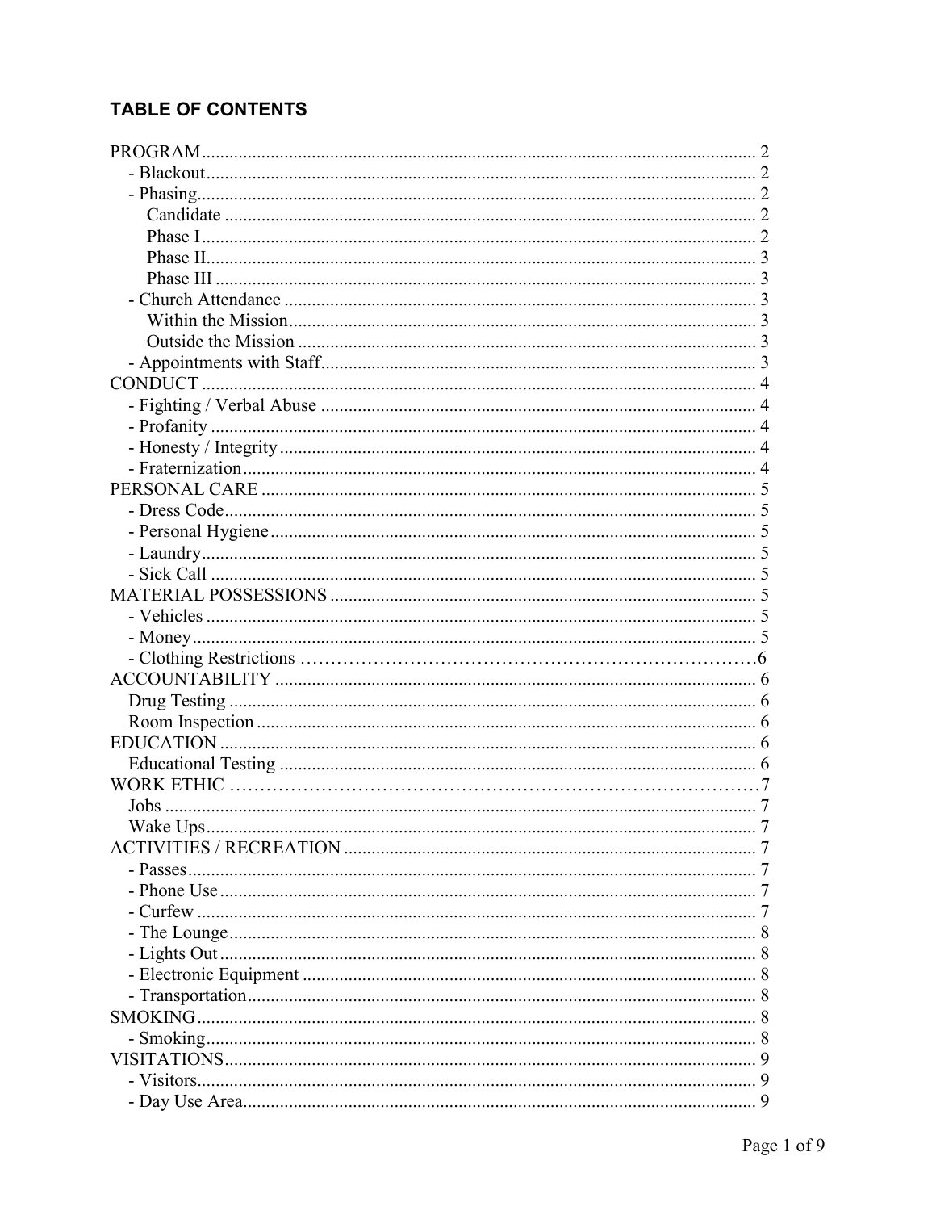## TABLE OF CONTENTS

PROGRAM ........ 2
- Blackout ........ 2
- Phasing ........ 2
  - Candidate ........ 2
  - Phase I ........ 2
  - Phase II ........ 3
  - Phase III ........ 3
- Church Attendance ........ 3
  - Within the Mission ........ 3
  - Outside the Mission ........ 3
- Appointments with Staff ........ 3

CONDUCT ........ 4
- Fighting / Verbal Abuse ........ 4
- Profanity ........ 4
- Honesty / Integrity ........ 4
- Fraternization ........ 4

PERSONAL CARE ........ 5
- Dress Code ........ 5
- Personal Hygiene ........ 5
- Laundry ........ 5
- Sick Call ........ 5

MATERIAL POSSESSIONS ........ 5
- Vehicles ........ 5
- Money ........ 5
- Clothing Restrictions ........ 6

ACCOUNTABILITY ........ 6
- Drug Testing ........ 6
- Room Inspection ........ 6

EDUCATION ........ 6
- Educational Testing ........ 6

WORK ETHIC ........ 7
- Jobs ........ 7
- Wake Ups ........ 7

ACTIVITIES / RECREATION ........ 7
- Passes ........ 7
- Phone Use ........ 7
- Curfew ........ 7
- The Lounge ........ 8
- Lights Out ........ 8
- Electronic Equipment ........ 8
- Transportation ........ 8

SMOKING ........ 8
- Smoking ........ 8

VISITATIONS ........ 9
- Visitors ........ 9
- Day Use Area ........ 9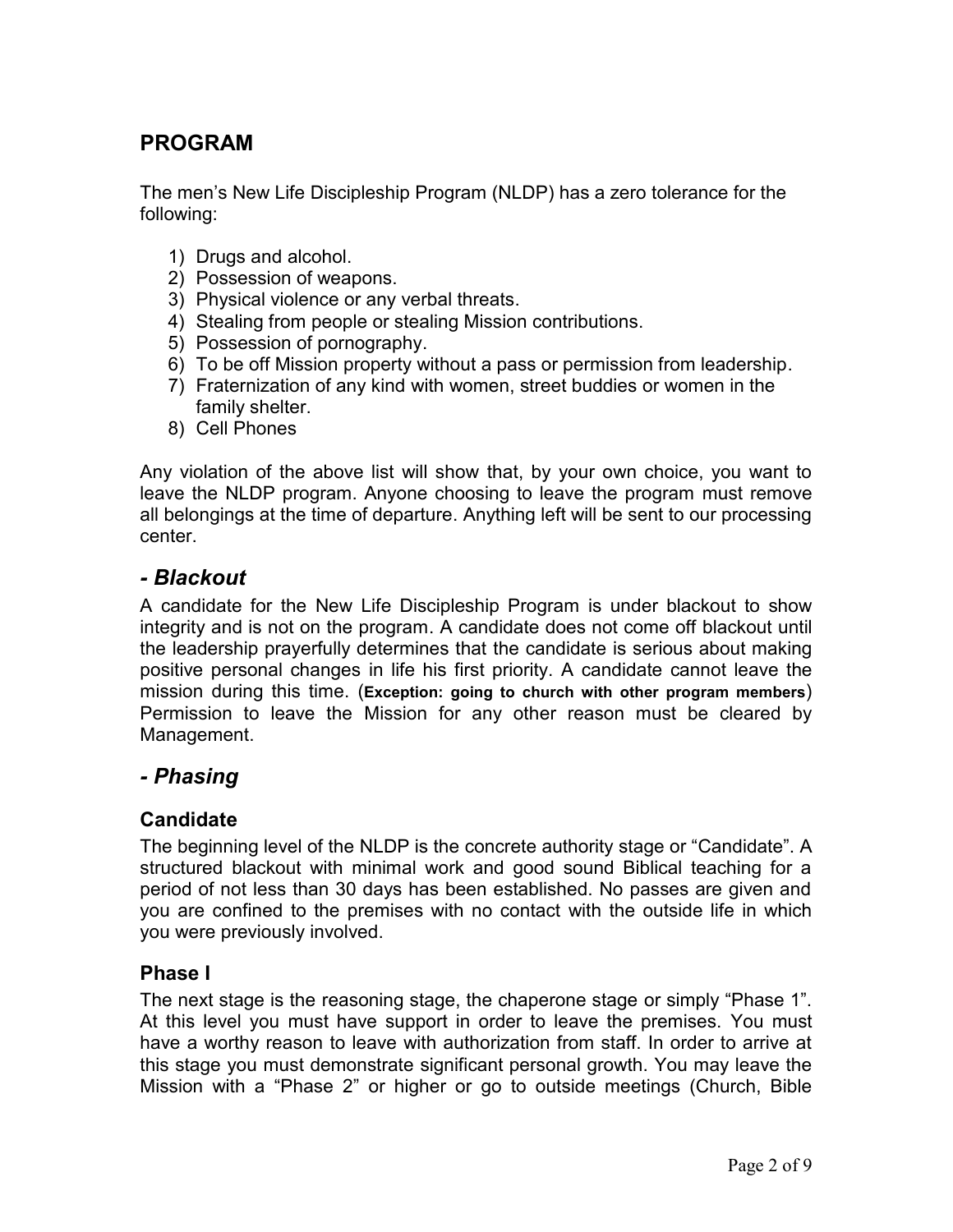## PROGRAM

The men's New Life Discipleship Program (NLDP) has a zero tolerance for the following:

1) Drugs and alcohol.
2) Possession of weapons.
3) Physical violence or any verbal threats.
4) Stealing from people or stealing Mission contributions.
5) Possession of pornography.
6) To be off Mission property without a pass or permission from leadership.
7) Fraternization of any kind with women, street buddies or women in the family shelter.
8) Cell Phones

Any violation of the above list will show that, by your own choice, you want to leave the NLDP program. Anyone choosing to leave the program must remove all belongings at the time of departure. Anything left will be sent to our processing center.

## *- Blackout*

A candidate for the New Life Discipleship Program is under blackout to show integrity and is not on the program. A candidate does not come off blackout until the leadership prayerfully determines that the candidate is serious about making positive personal changes in life his first priority. A candidate cannot leave the mission during this time. (**Exception: going to church with other program members**) Permission to leave the Mission for any other reason must be cleared by Management.

## *- Phasing*

### Candidate

The beginning level of the NLDP is the concrete authority stage or "Candidate". A structured blackout with minimal work and good sound Biblical teaching for a period of not less than 30 days has been established. No passes are given and you are confined to the premises with no contact with the outside life in which you were previously involved.

### Phase I

The next stage is the reasoning stage, the chaperone stage or simply "Phase 1". At this level you must have support in order to leave the premises. You must have a worthy reason to leave with authorization from staff. In order to arrive at this stage you must demonstrate significant personal growth. You may leave the Mission with a "Phase 2" or higher or go to outside meetings (Church, Bible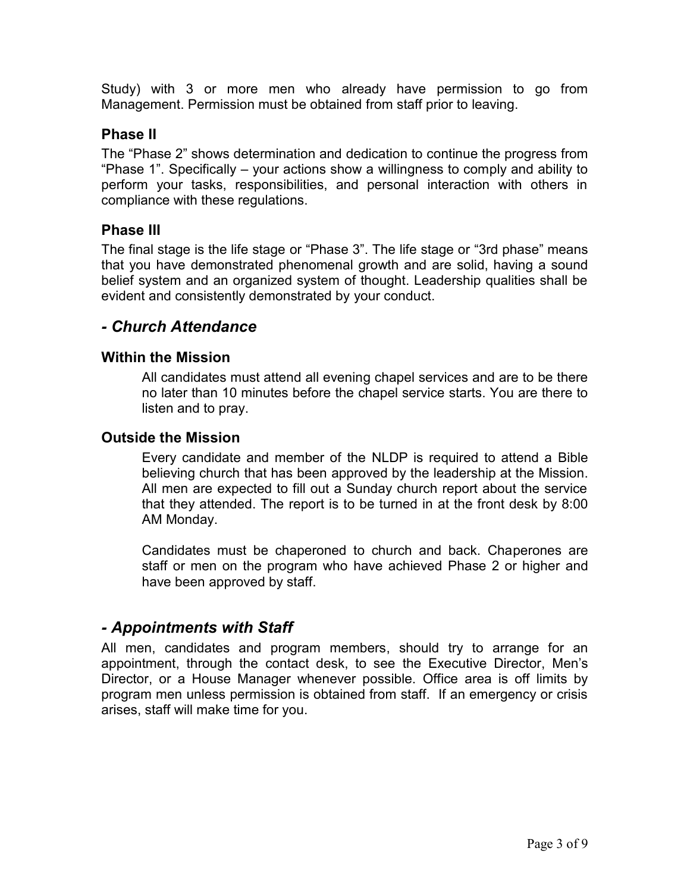Study) with 3 or more men who already have permission to go from Management. Permission must be obtained from staff prior to leaving.

### Phase II

The "Phase 2" shows determination and dedication to continue the progress from "Phase 1". Specifically – your actions show a willingness to comply and ability to perform your tasks, responsibilities, and personal interaction with others in compliance with these regulations.

### Phase III

The final stage is the life stage or "Phase 3". The life stage or "3rd phase" means that you have demonstrated phenomenal growth and are solid, having a sound belief system and an organized system of thought. Leadership qualities shall be evident and consistently demonstrated by your conduct.

## *- Church Attendance*

### Within the Mission

All candidates must attend all evening chapel services and are to be there no later than 10 minutes before the chapel service starts. You are there to listen and to pray.

### Outside the Mission

Every candidate and member of the NLDP is required to attend a Bible believing church that has been approved by the leadership at the Mission. All men are expected to fill out a Sunday church report about the service that they attended. The report is to be turned in at the front desk by 8:00 AM Monday.

Candidates must be chaperoned to church and back. Chaperones are staff or men on the program who have achieved Phase 2 or higher and have been approved by staff.

## *- Appointments with Staff*

All men, candidates and program members, should try to arrange for an appointment, through the contact desk, to see the Executive Director, Men's Director, or a House Manager whenever possible. Office area is off limits by program men unless permission is obtained from staff. If an emergency or crisis arises, staff will make time for you.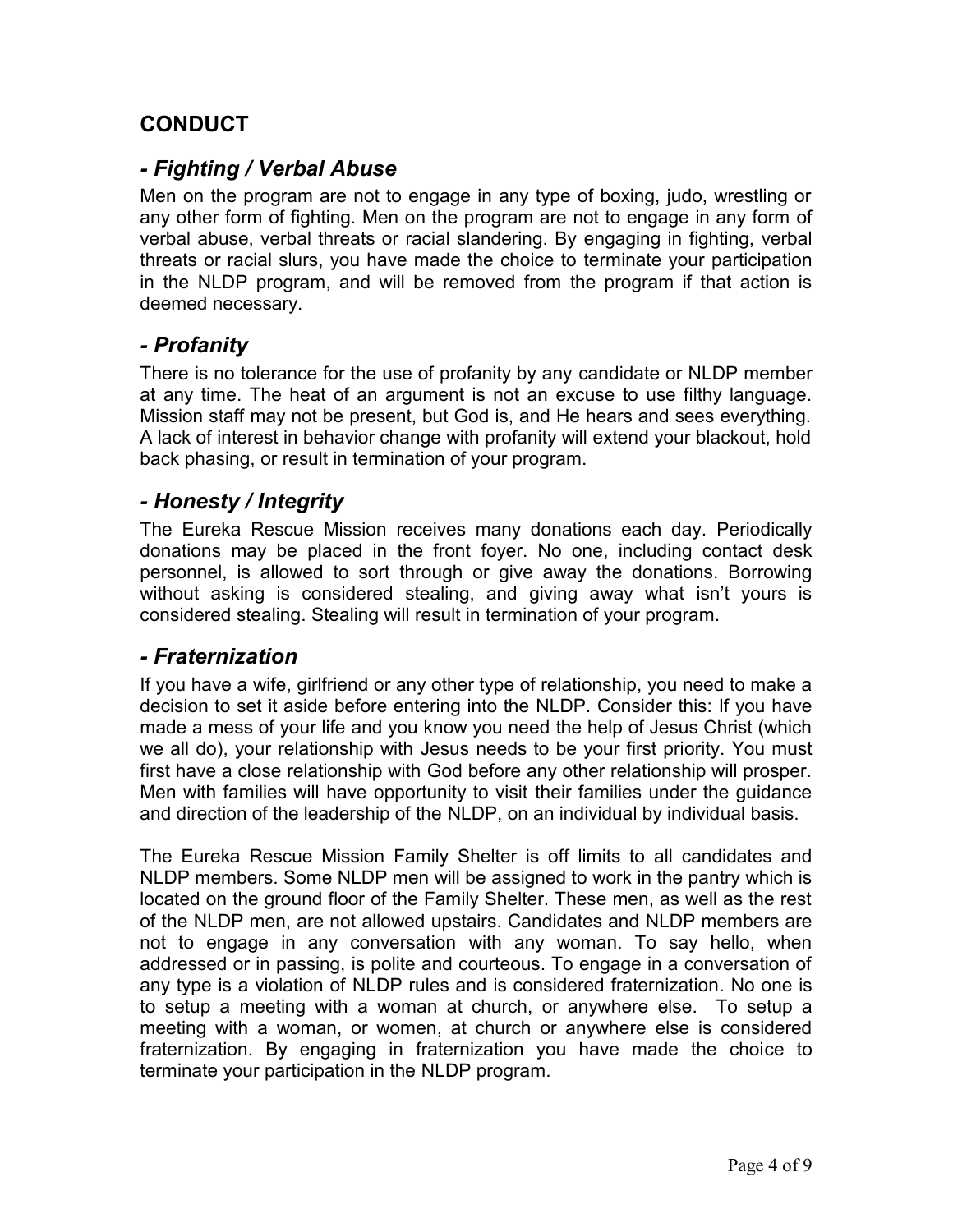## CONDUCT

### *- Fighting / Verbal Abuse*

Men on the program are not to engage in any type of boxing, judo, wrestling or any other form of fighting. Men on the program are not to engage in any form of verbal abuse, verbal threats or racial slandering. By engaging in fighting, verbal threats or racial slurs, you have made the choice to terminate your participation in the NLDP program, and will be removed from the program if that action is deemed necessary.

### *- Profanity*

There is no tolerance for the use of profanity by any candidate or NLDP member at any time. The heat of an argument is not an excuse to use filthy language. Mission staff may not be present, but God is, and He hears and sees everything. A lack of interest in behavior change with profanity will extend your blackout, hold back phasing, or result in termination of your program.

### *- Honesty / Integrity*

The Eureka Rescue Mission receives many donations each day. Periodically donations may be placed in the front foyer. No one, including contact desk personnel, is allowed to sort through or give away the donations. Borrowing without asking is considered stealing, and giving away what isn't yours is considered stealing. Stealing will result in termination of your program.

### *- Fraternization*

If you have a wife, girlfriend or any other type of relationship, you need to make a decision to set it aside before entering into the NLDP. Consider this: If you have made a mess of your life and you know you need the help of Jesus Christ (which we all do), your relationship with Jesus needs to be your first priority. You must first have a close relationship with God before any other relationship will prosper. Men with families will have opportunity to visit their families under the guidance and direction of the leadership of the NLDP, on an individual by individual basis.

The Eureka Rescue Mission Family Shelter is off limits to all candidates and NLDP members. Some NLDP men will be assigned to work in the pantry which is located on the ground floor of the Family Shelter. These men, as well as the rest of the NLDP men, are not allowed upstairs. Candidates and NLDP members are not to engage in any conversation with any woman. To say hello, when addressed or in passing, is polite and courteous. To engage in a conversation of any type is a violation of NLDP rules and is considered fraternization. No one is to setup a meeting with a woman at church, or anywhere else. To setup a meeting with a woman, or women, at church or anywhere else is considered fraternization. By engaging in fraternization you have made the choice to terminate your participation in the NLDP program.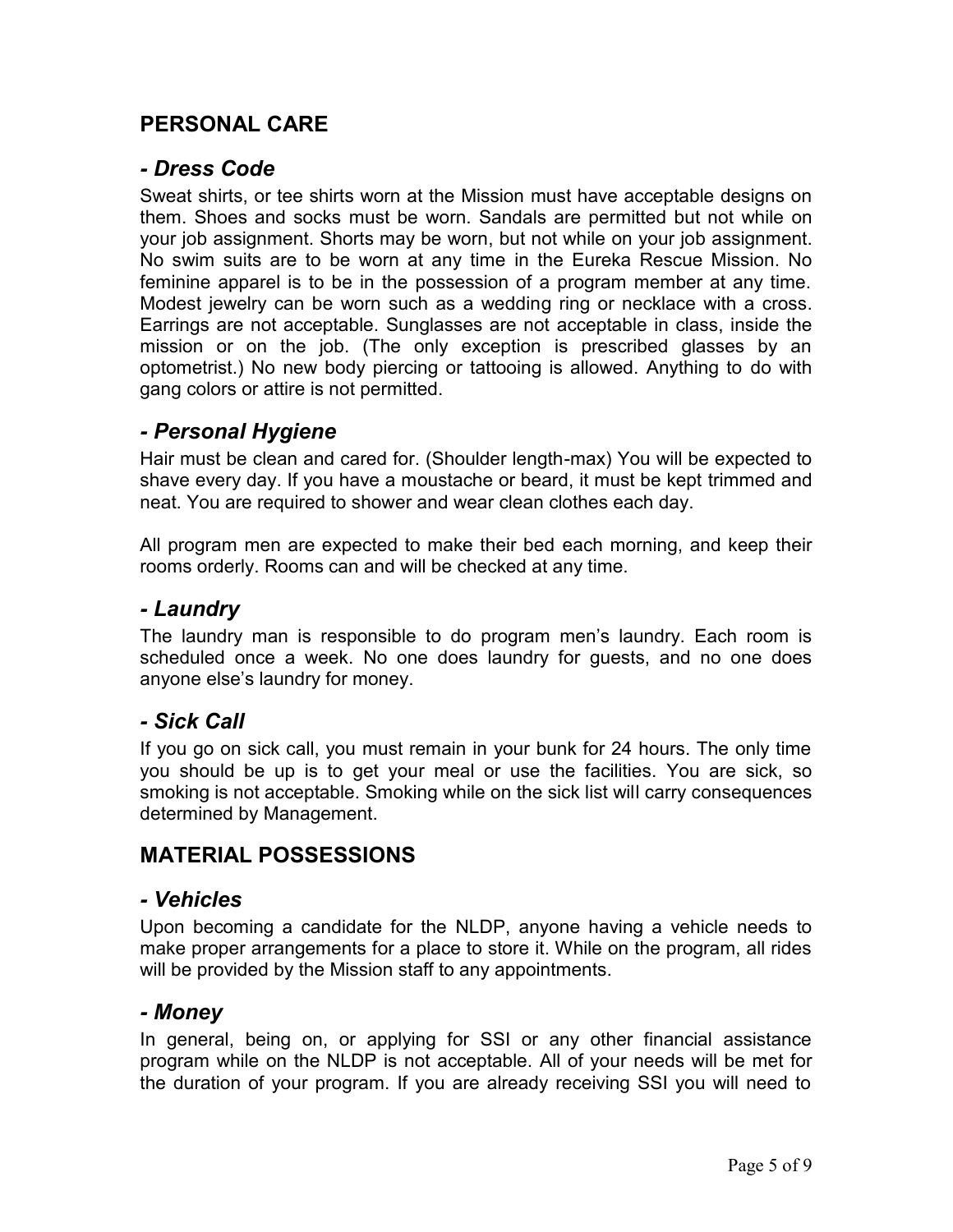## PERSONAL CARE

### *- Dress Code*

Sweat shirts, or tee shirts worn at the Mission must have acceptable designs on them. Shoes and socks must be worn. Sandals are permitted but not while on your job assignment. Shorts may be worn, but not while on your job assignment. No swim suits are to be worn at any time in the Eureka Rescue Mission. No feminine apparel is to be in the possession of a program member at any time. Modest jewelry can be worn such as a wedding ring or necklace with a cross. Earrings are not acceptable. Sunglasses are not acceptable in class, inside the mission or on the job. (The only exception is prescribed glasses by an optometrist.) No new body piercing or tattooing is allowed. Anything to do with gang colors or attire is not permitted.

### *- Personal Hygiene*

Hair must be clean and cared for. (Shoulder length-max) You will be expected to shave every day. If you have a moustache or beard, it must be kept trimmed and neat. You are required to shower and wear clean clothes each day.

All program men are expected to make their bed each morning, and keep their rooms orderly. Rooms can and will be checked at any time.

### *- Laundry*

The laundry man is responsible to do program men's laundry. Each room is scheduled once a week. No one does laundry for guests, and no one does anyone else's laundry for money.

### *- Sick Call*

If you go on sick call, you must remain in your bunk for 24 hours. The only time you should be up is to get your meal or use the facilities. You are sick, so smoking is not acceptable. Smoking while on the sick list will carry consequences determined by Management.

## MATERIAL POSSESSIONS

### *- Vehicles*

Upon becoming a candidate for the NLDP, anyone having a vehicle needs to make proper arrangements for a place to store it. While on the program, all rides will be provided by the Mission staff to any appointments.

### *- Money*

In general, being on, or applying for SSI or any other financial assistance program while on the NLDP is not acceptable. All of your needs will be met for the duration of your program. If you are already receiving SSI you will need to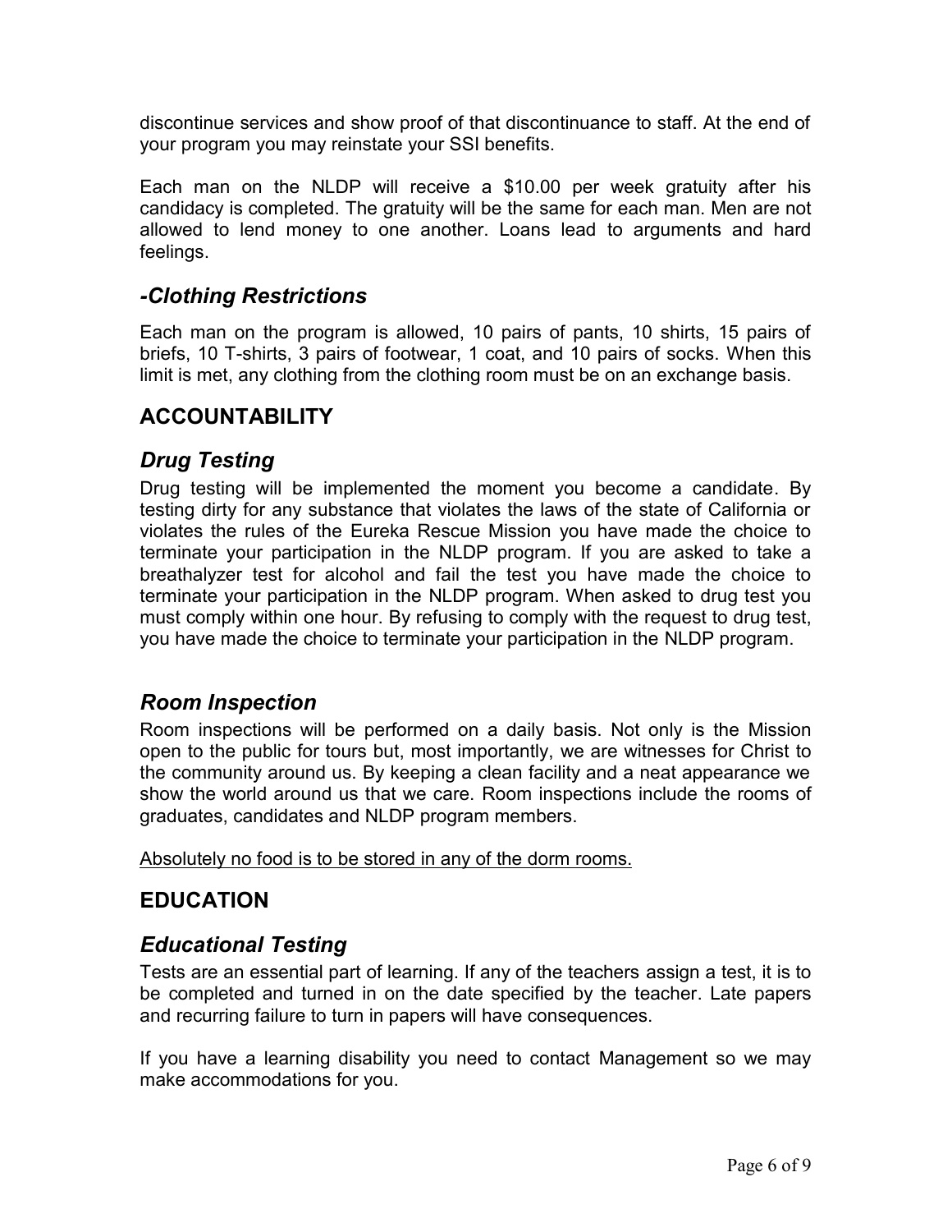discontinue services and show proof of that discontinuance to staff. At the end of your program you may reinstate your SSI benefits.

Each man on the NLDP will receive a $10.00 per week gratuity after his candidacy is completed. The gratuity will be the same for each man. Men are not allowed to lend money to one another. Loans lead to arguments and hard feelings.

### *-Clothing Restrictions*

Each man on the program is allowed, 10 pairs of pants, 10 shirts, 15 pairs of briefs, 10 T-shirts, 3 pairs of footwear, 1 coat, and 10 pairs of socks. When this limit is met, any clothing from the clothing room must be on an exchange basis.

## ACCOUNTABILITY

### *Drug Testing*

Drug testing will be implemented the moment you become a candidate. By testing dirty for any substance that violates the laws of the state of California or violates the rules of the Eureka Rescue Mission you have made the choice to terminate your participation in the NLDP program. If you are asked to take a breathalyzer test for alcohol and fail the test you have made the choice to terminate your participation in the NLDP program. When asked to drug test you must comply within one hour. By refusing to comply with the request to drug test, you have made the choice to terminate your participation in the NLDP program.

### *Room Inspection*

Room inspections will be performed on a daily basis. Not only is the Mission open to the public for tours but, most importantly, we are witnesses for Christ to the community around us. By keeping a clean facility and a neat appearance we show the world around us that we care. Room inspections include the rooms of graduates, candidates and NLDP program members.

<u>Absolutely no food is to be stored in any of the dorm rooms.</u>

## EDUCATION

### *Educational Testing*

Tests are an essential part of learning. If any of the teachers assign a test, it is to be completed and turned in on the date specified by the teacher. Late papers and recurring failure to turn in papers will have consequences.

If you have a learning disability you need to contact Management so we may make accommodations for you.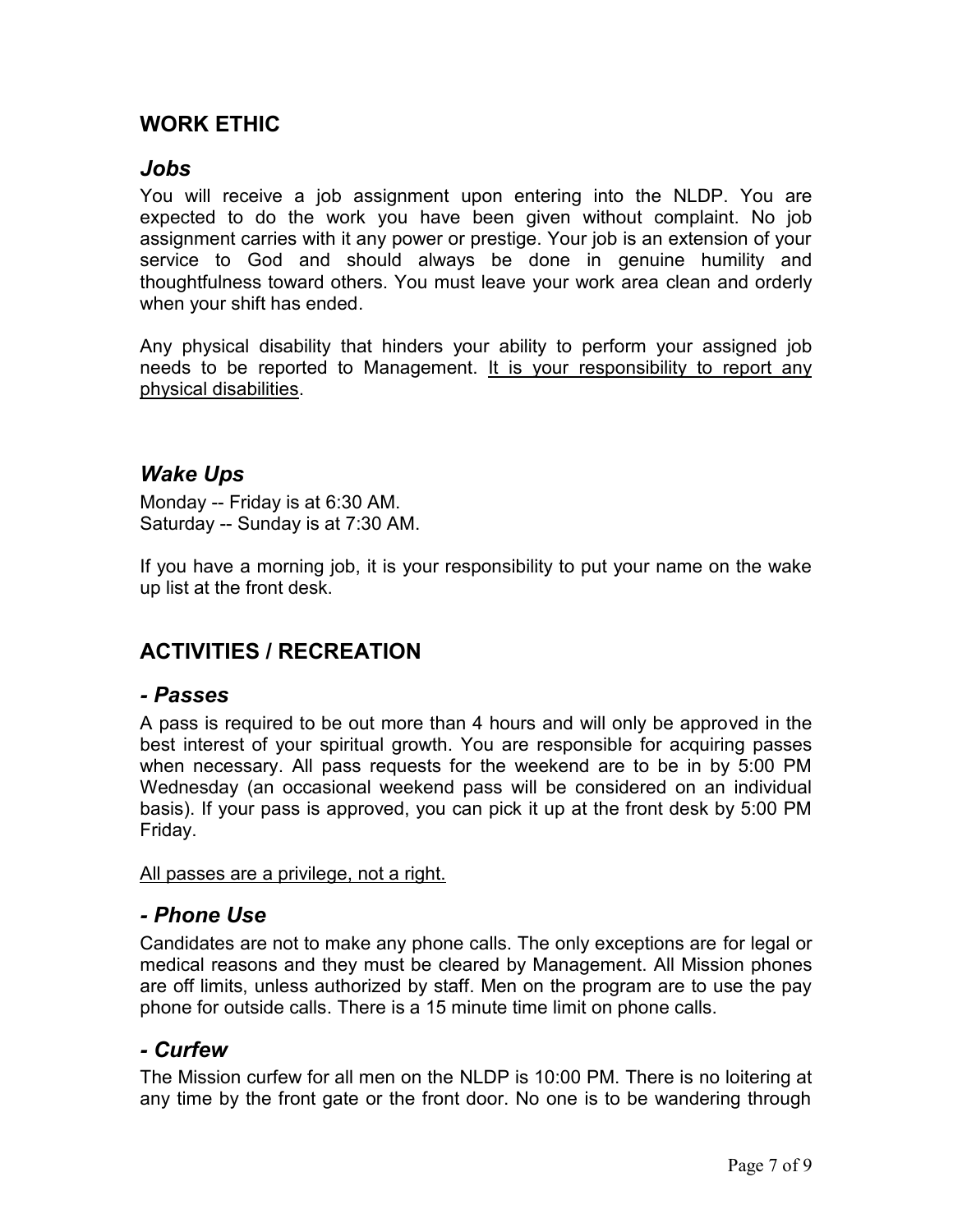## WORK ETHIC

### *Jobs*

You will receive a job assignment upon entering into the NLDP. You are expected to do the work you have been given without complaint. No job assignment carries with it any power or prestige. Your job is an extension of your service to God and should always be done in genuine humility and thoughtfulness toward others. You must leave your work area clean and orderly when your shift has ended.

Any physical disability that hinders your ability to perform your assigned job needs to be reported to Management. <u>It is your responsibility to report any physical disabilities</u>.

### *Wake Ups*

Monday -- Friday is at 6:30 AM.
Saturday -- Sunday is at 7:30 AM.

If you have a morning job, it is your responsibility to put your name on the wake up list at the front desk.

## ACTIVITIES / RECREATION

### *- Passes*

A pass is required to be out more than 4 hours and will only be approved in the best interest of your spiritual growth. You are responsible for acquiring passes when necessary. All pass requests for the weekend are to be in by 5:00 PM Wednesday (an occasional weekend pass will be considered on an individual basis). If your pass is approved, you can pick it up at the front desk by 5:00 PM Friday.

<u>All passes are a privilege, not a right.</u>

### *- Phone Use*

Candidates are not to make any phone calls. The only exceptions are for legal or medical reasons and they must be cleared by Management. All Mission phones are off limits, unless authorized by staff. Men on the program are to use the pay phone for outside calls. There is a 15 minute time limit on phone calls.

### *- Curfew*

The Mission curfew for all men on the NLDP is 10:00 PM. There is no loitering at any time by the front gate or the front door. No one is to be wandering through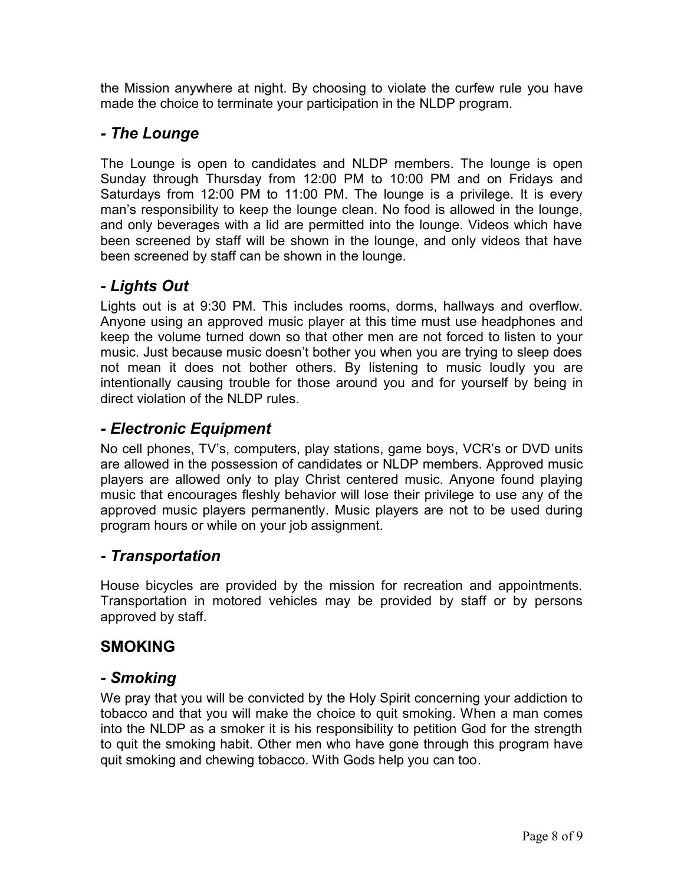the Mission anywhere at night. By choosing to violate the curfew rule you have made the choice to terminate your participation in the NLDP program.

### *- The Lounge*

The Lounge is open to candidates and NLDP members. The lounge is open Sunday through Thursday from 12:00 PM to 10:00 PM and on Fridays and Saturdays from 12:00 PM to 11:00 PM. The lounge is a privilege. It is every man's responsibility to keep the lounge clean. No food is allowed in the lounge, and only beverages with a lid are permitted into the lounge. Videos which have been screened by staff will be shown in the lounge, and only videos that have been screened by staff can be shown in the lounge.

### *- Lights Out*

Lights out is at 9:30 PM. This includes rooms, dorms, hallways and overflow. Anyone using an approved music player at this time must use headphones and keep the volume turned down so that other men are not forced to listen to your music. Just because music doesn't bother you when you are trying to sleep does not mean it does not bother others. By listening to music loudly you are intentionally causing trouble for those around you and for yourself by being in direct violation of the NLDP rules.

### *- Electronic Equipment*

No cell phones, TV's, computers, play stations, game boys, VCR's or DVD units are allowed in the possession of candidates or NLDP members. Approved music players are allowed only to play Christ centered music. Anyone found playing music that encourages fleshly behavior will lose their privilege to use any of the approved music players permanently. Music players are not to be used during program hours or while on your job assignment.

### *- Transportation*

House bicycles are provided by the mission for recreation and appointments. Transportation in motored vehicles may be provided by staff or by persons approved by staff.

## SMOKING

### *- Smoking*

We pray that you will be convicted by the Holy Spirit concerning your addiction to tobacco and that you will make the choice to quit smoking. When a man comes into the NLDP as a smoker it is his responsibility to petition God for the strength to quit the smoking habit. Other men who have gone through this program have quit smoking and chewing tobacco. With Gods help you can too.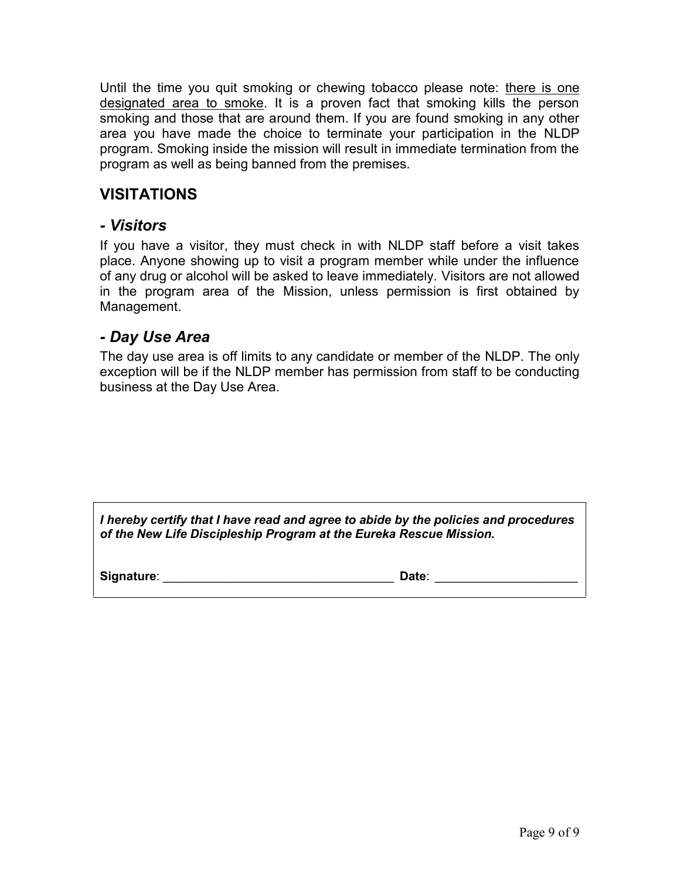Until the time you quit smoking or chewing tobacco please note: <u>there is one designated area to smoke</u>. It is a proven fact that smoking kills the person smoking and those that are around them. If you are found smoking in any other area you have made the choice to terminate your participation in the NLDP program. Smoking inside the mission will result in immediate termination from the program as well as being banned from the premises.

## VISITATIONS

### *- Visitors*

If you have a visitor, they must check in with NLDP staff before a visit takes place. Anyone showing up to visit a program member while under the influence of any drug or alcohol will be asked to leave immediately. Visitors are not allowed in the program area of the Mission, unless permission is first obtained by Management.

### *- Day Use Area*

The day use area is off limits to any candidate or member of the NLDP. The only exception will be if the NLDP member has permission from staff to be conducting business at the Day Use Area.

***I hereby certify that I have read and agree to abide by the policies and procedures of the New Life Discipleship Program at the Eureka Rescue Mission.***

**Signature**: ________________________________ **Date**: ____________________